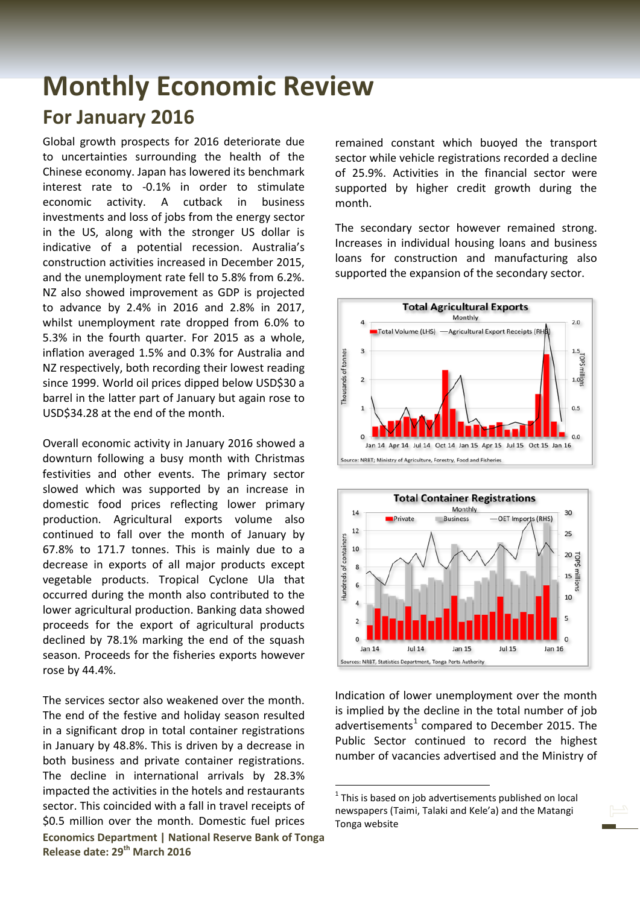# Monthly Economic Review

## For January 2016

Global growth prospects for 2016 deteriorate due to uncertainties surrounding the health of the Chinese economy. Japan has lowered its benchmark interest rate to -0.1% in order to stimulate economic activity. A cutback in business investments and loss of jobs from the energy sector in the US, along with the stronger US dollar is indicative of a potential recession. Australia's construction activities increased in December 2015, and the unemployment rate fell to 5.8% from 6.2%. NZ also showed improvement as GDP is projected to advance by 2.4% in 2016 and 2.8% in 2017, whilst unemployment rate dropped from 6.0% to 5.3% in the fourth quarter. For 2015 as a whole, inflation averaged 1.5% and 0.3% for Australia and NZ respectively, both recording their lowest reading since 1999. World oil prices dipped below USD$30 a barrel in the latter part of January but again rose to USD$34.28 at the end of the month.

Overall economic activity in January 2016 showed a downturn following a busy month with Christmas festivities and other events. The primary sector slowed which was supported by an increase in domestic food prices reflecting lower primary production. Agricultural exports volume also continued to fall over the month of January by 67.8% to 171.7 tonnes. This is mainly due to a decrease in exports of all major products except vegetable products. Tropical Cyclone Ula that occurred during the month also contributed to the lower agricultural production. Banking data showed proceeds for the export of agricultural products declined by 78.1% marking the end of the squash season. Proceeds for the fisheries exports however rose by 44.4%.

The services sector also weakened over the month. The end of the festive and holiday season resulted in a significant drop in total container registrations in January by 48.8%. This is driven by a decrease in both business and private container registrations. The decline in international arrivals by 28.3% impacted the activities in the hotels and restaurants sector. This coincided with a fall in travel receipts of $0.5 million over the month. Domestic fuel prices remained constant which buoyed the transport sector while vehicle registrations recorded a decline of 25.9%. Activities in the financial sector were supported by higher credit growth during the month.

The secondary sector however remained strong. Increases in individual housing loans and business loans for construction and manufacturing also supported the expansion of the secondary sector.

Indication of lower unemployment over the month is implied by the decline in the total number of job advertisements[1] compared to December 2015. The Public Sector continued to record the highest number of vacancies advertised and the Ministry of

[1] This is based on job advertisements published on local newspapers (Taimi, Talaki and Kele'a) and the Matangi Tonga website

**Economics Department | National Reserve Bank of Tonga**
**Release date: 29th March 2016**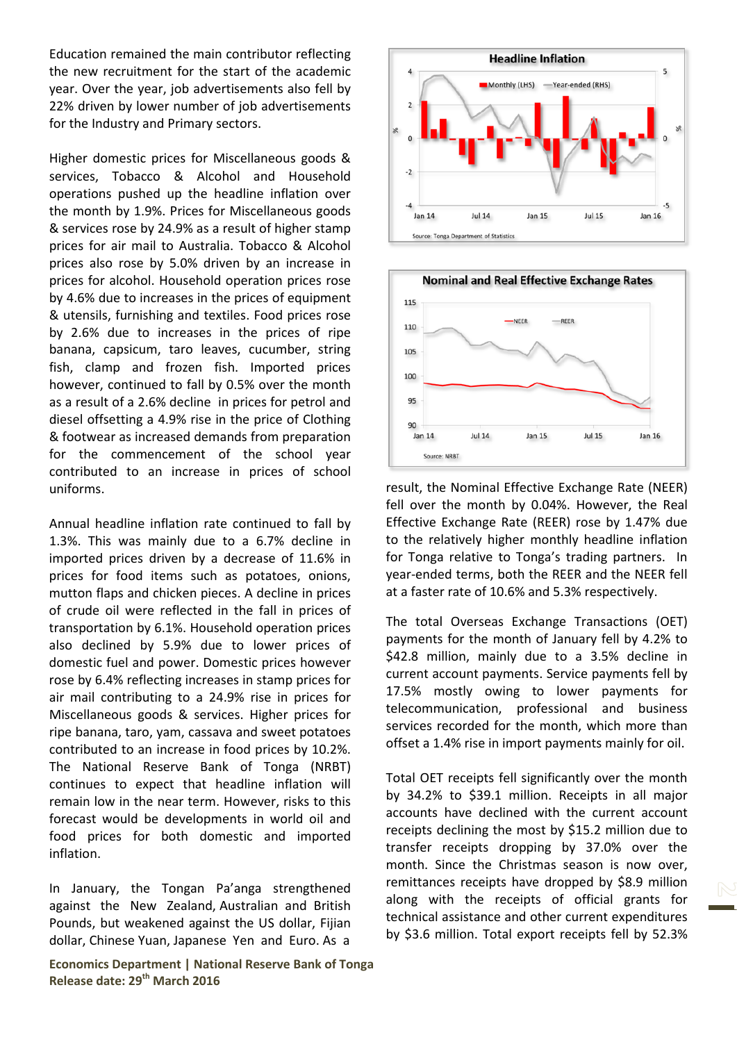Education remained the main contributor reflecting the new recruitment for the start of the academic year. Over the year, job advertisements also fell by 22% driven by lower number of job advertisements for the Industry and Primary sectors.

Higher domestic prices for Miscellaneous goods & services, Tobacco & Alcohol and Household operations pushed up the headline inflation over the month by 1.9%. Prices for Miscellaneous goods & services rose by 24.9% as a result of higher stamp prices for air mail to Australia. Tobacco & Alcohol prices also rose by 5.0% driven by an increase in prices for alcohol. Household operation prices rose by 4.6% due to increases in the prices of equipment & utensils, furnishing and textiles. Food prices rose by 2.6% due to increases in the prices of ripe banana, capsicum, taro leaves, cucumber, string fish, clamp and frozen fish. Imported prices however, continued to fall by 0.5% over the month as a result of a 2.6% decline in prices for petrol and diesel offsetting a 4.9% rise in the price of Clothing & footwear as increased demands from preparation for the commencement of the school year contributed to an increase in prices of school uniforms.

Annual headline inflation rate continued to fall by 1.3%. This was mainly due to a 6.7% decline in imported prices driven by a decrease of 11.6% in prices for food items such as potatoes, onions, mutton flaps and chicken pieces. A decline in prices of crude oil were reflected in the fall in prices of transportation by 6.1%. Household operation prices also declined by 5.9% due to lower prices of domestic fuel and power. Domestic prices however rose by 6.4% reflecting increases in stamp prices for air mail contributing to a 24.9% rise in prices for Miscellaneous goods & services. Higher prices for ripe banana, taro, yam, cassava and sweet potatoes contributed to an increase in food prices by 10.2%. The National Reserve Bank of Tonga (NRBT) continues to expect that headline inflation will remain low in the near term. However, risks to this forecast would be developments in world oil and food prices for both domestic and imported inflation.

In January, the Tongan Pa'anga strengthened against the New Zealand, Australian and British Pounds, but weakened against the US dollar, Fijian dollar, Chinese Yuan, Japanese Yen and Euro. As a result, the Nominal Effective Exchange Rate (NEER) fell over the month by 0.04%. However, the Real Effective Exchange Rate (REER) rose by 1.47% due to the relatively higher monthly headline inflation for Tonga relative to Tonga's trading partners. In year-ended terms, both the REER and the NEER fell at a faster rate of 10.6% and 5.3% respectively.

**Headline Inflation**

Monthly (LHS) — Year-ended (RHS)

Source: Tonga Department of Statistics

**Nominal and Real Effective Exchange Rates**

NEER — REER

Source: NRBT

The total Overseas Exchange Transactions (OET) payments for the month of January fell by 4.2% to $42.8 million, mainly due to a 3.5% decline in current account payments. Service payments fell by 17.5% mostly owing to lower payments for telecommunication, professional and business services recorded for the month, which more than offset a 1.4% rise in import payments mainly for oil.

Total OET receipts fell significantly over the month by 34.2% to $39.1 million. Receipts in all major accounts have declined with the current account receipts declining the most by $15.2 million due to transfer receipts dropping by 37.0% over the month. Since the Christmas season is now over, remittances receipts have dropped by $8.9 million along with the receipts of official grants for technical assistance and other current expenditures by $3.6 million. Total export receipts fell by 52.3%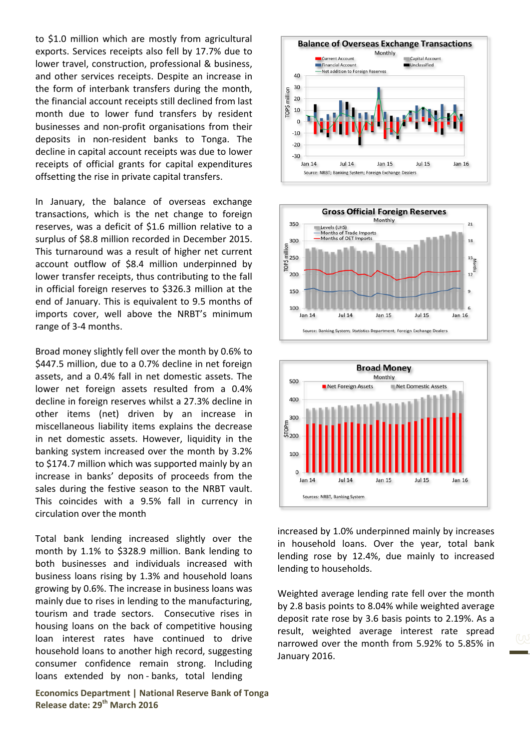to $1.0 million which are mostly from agricultural exports. Services receipts also fell by 17.7% due to lower travel, construction, professional & business, and other services receipts. Despite an increase in the form of interbank transfers during the month, the financial account receipts still declined from last month due to lower fund transfers by resident businesses and non-profit organisations from their deposits in non-resident banks to Tonga. The decline in capital account receipts was due to lower receipts of official grants for capital expenditures offsetting the rise in private capital transfers.

In January, the balance of overseas exchange transactions, which is the net change to foreign reserves, was a deficit of $1.6 million relative to a surplus of $8.8 million recorded in December 2015. This turnaround was a result of higher net current account outflow of $8.4 million underpinned by lower transfer receipts, thus contributing to the fall in official foreign reserves to $326.3 million at the end of January. This is equivalent to 9.5 months of imports cover, well above the NRBT's minimum range of 3-4 months.

Broad money slightly fell over the month by 0.6% to $447.5 million, due to a 0.7% decline in net foreign assets, and a 0.4% fall in net domestic assets. The lower net foreign assets resulted from a 0.4% decline in foreign reserves whilst a 27.3% decline in other items (net) driven by an increase in miscellaneous liability items explains the decrease in net domestic assets. However, liquidity in the banking system increased over the month by 3.2% to $174.7 million which was supported mainly by an increase in banks' deposits of proceeds from the sales during the festive season to the NRBT vault. This coincides with a 9.5% fall in currency in circulation over the month

Total bank lending increased slightly over the month by 1.1% to $328.9 million. Bank lending to both businesses and individuals increased with business loans rising by 1.3% and household loans growing by 0.6%. The increase in business loans was mainly due to rises in lending to the manufacturing, tourism and trade sectors. Consecutive rises in housing loans on the back of competitive housing loan interest rates have continued to drive household loans to another high record, suggesting consumer confidence remain strong. Including loans extended by non - banks, total lending increased by 1.0% underpinned mainly by increases in household loans. Over the year, total bank lending rose by 12.4%, due mainly to increased lending to households.

Weighted average lending rate fell over the month by 2.8 basis points to 8.04% while weighted average deposit rate rose by 3.6 basis points to 2.19%. As a result, weighted average interest rate spread narrowed over the month from 5.92% to 5.85% in January 2016.

**Balance of Overseas Exchange Transactions**
Monthly
Source: NRBT; Banking System; Foreign Exchange Dealers

**Gross Official Foreign Reserves**
Monthly
Source: Banking System; Statistics Department; Foreign Exchange Dealers

**Broad Money**
Monthly
Sources: NRBT, Banking System

**Economics Department | National Reserve Bank of Tonga**
**Release date: 29th March 2016**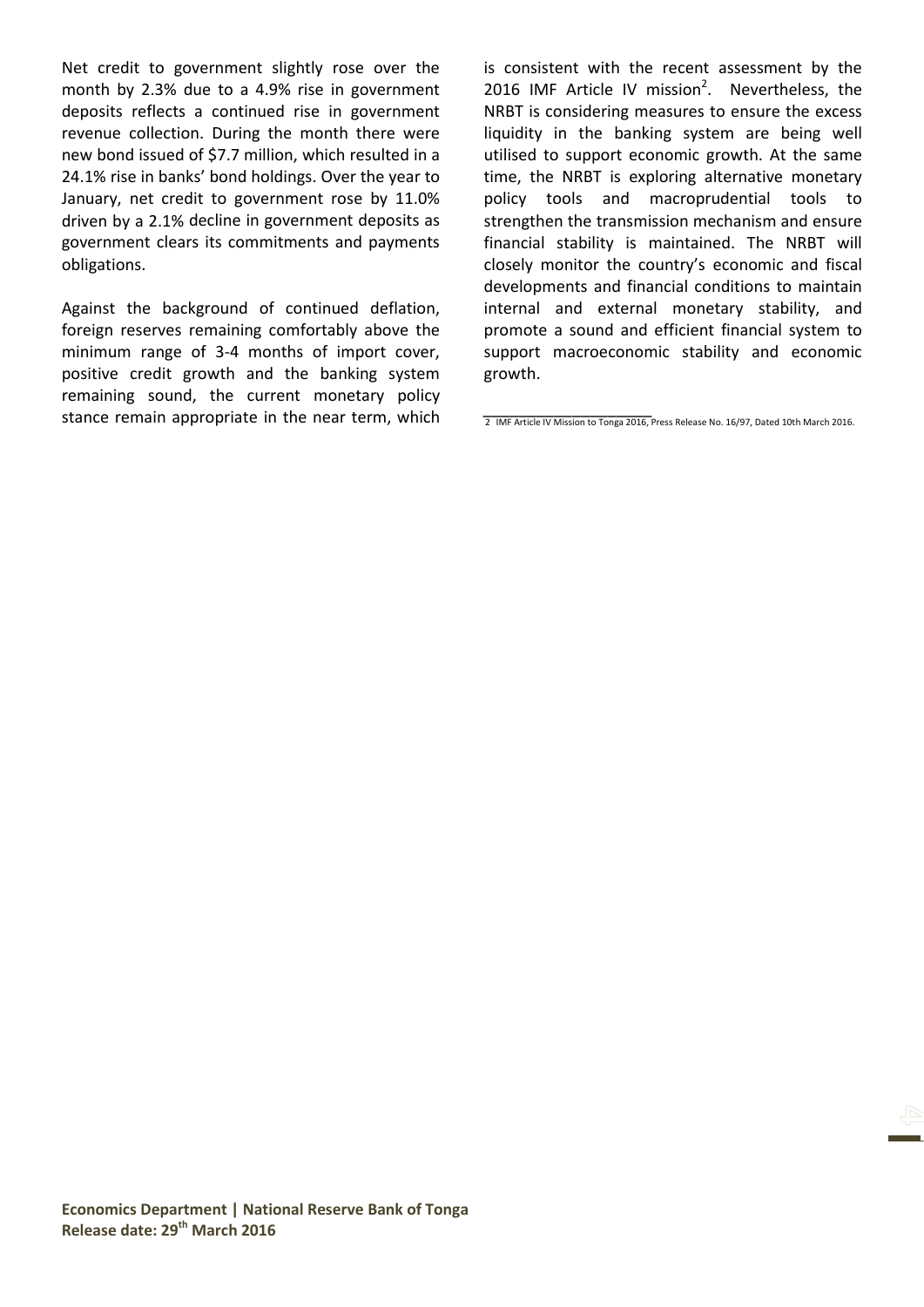Net credit to government slightly rose over the month by 2.3% due to a 4.9% rise in government deposits reflects a continued rise in government revenue collection. During the month there were new bond issued of $7.7 million, which resulted in a 24.1% rise in banks' bond holdings. Over the year to January, net credit to government rose by 11.0% driven by a 2.1% decline in government deposits as government clears its commitments and payments obligations.

Against the background of continued deflation, foreign reserves remaining comfortably above the minimum range of 3-4 months of import cover, positive credit growth and the banking system remaining sound, the current monetary policy stance remain appropriate in the near term, which is consistent with the recent assessment by the 2016 IMF Article IV mission[2]. Nevertheless, the NRBT is considering measures to ensure the excess liquidity in the banking system are being well utilised to support economic growth. At the same time, the NRBT is exploring alternative monetary policy tools and macroprudential tools to strengthen the transmission mechanism and ensure financial stability is maintained. The NRBT will closely monitor the country's economic and fiscal developments and financial conditions to maintain internal and external monetary stability, and promote a sound and efficient financial system to support macroeconomic stability and economic growth.

---

2 IMF Article IV Mission to Tonga 2016, Press Release No. 16/97, Dated 10th March 2016.

**Economics Department | National Reserve Bank of Tonga**
**Release date: 29th March 2016**